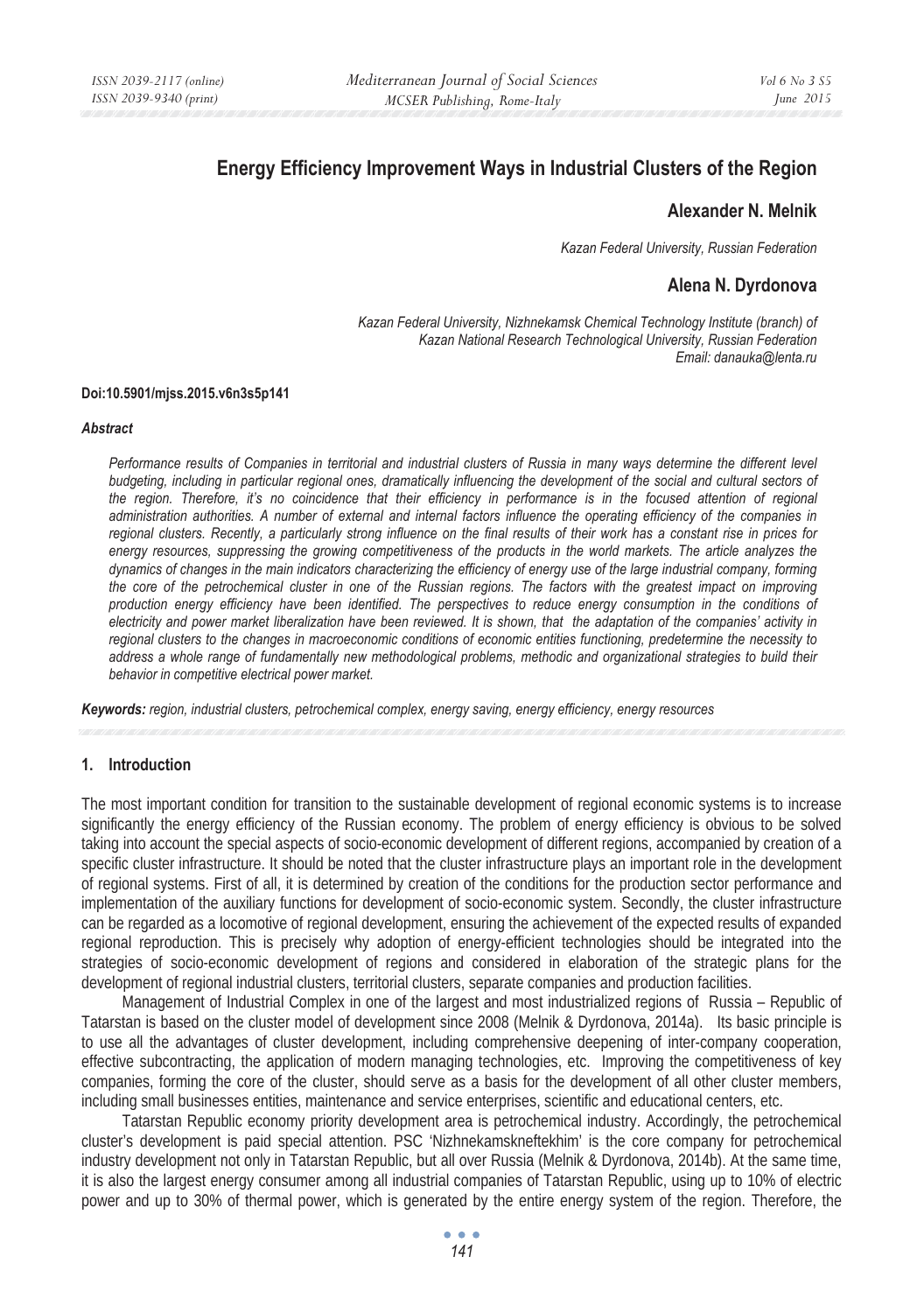# Energy Efficiency Improvement Ways in Industrial Clusters of the Region

**Alexander N. Melnik**

*Kazan Federal University, Russian Federation*

**Alena N. Dyrdonova**

*Kazan Federal University, Nizhnekamsk Chemical Technology Institute (branch) of Kazan National Research Technological University, Russian Federation*
*Email: danauka@lenta.ru*

**Doi:10.5901/mjss.2015.v6n3s5p141**

***Abstract***

*Performance results of Companies in territorial and industrial clusters of Russia in many ways determine the different level budgeting, including in particular regional ones, dramatically influencing the development of the social and cultural sectors of the region. Therefore, it's no coincidence that their efficiency in performance is in the focused attention of regional administration authorities. A number of external and internal factors influence the operating efficiency of the companies in regional clusters. Recently, a particularly strong influence on the final results of their work has a constant rise in prices for energy resources, suppressing the growing competitiveness of the products in the world markets. The article analyzes the dynamics of changes in the main indicators characterizing the efficiency of energy use of the large industrial company, forming the core of the petrochemical cluster in one of the Russian regions. The factors with the greatest impact on improving production energy efficiency have been identified. The perspectives to reduce energy consumption in the conditions of electricity and power market liberalization have been reviewed. It is shown, that the adaptation of the companies' activity in regional clusters to the changes in macroeconomic conditions of economic entities functioning, predetermine the necessity to address a whole range of fundamentally new methodological problems, methodic and organizational strategies to build their behavior in competitive electrical power market.*

***Keywords:*** *region, industrial clusters, petrochemical complex, energy saving, energy efficiency, energy resources*

## 1. Introduction

The most important condition for transition to the sustainable development of regional economic systems is to increase significantly the energy efficiency of the Russian economy. The problem of energy efficiency is obvious to be solved taking into account the special aspects of socio-economic development of different regions, accompanied by creation of a specific cluster infrastructure. It should be noted that the cluster infrastructure plays an important role in the development of regional systems. First of all, it is determined by creation of the conditions for the production sector performance and implementation of the auxiliary functions for development of socio-economic system. Secondly, the cluster infrastructure can be regarded as a locomotive of regional development, ensuring the achievement of the expected results of expanded regional reproduction. This is precisely why adoption of energy-efficient technologies should be integrated into the strategies of socio-economic development of regions and considered in elaboration of the strategic plans for the development of regional industrial clusters, territorial clusters, separate companies and production facilities.

Management of Industrial Complex in one of the largest and most industrialized regions of Russia – Republic of Tatarstan is based on the cluster model of development since 2008 (Melnik & Dyrdonova, 2014a). Its basic principle is to use all the advantages of cluster development, including comprehensive deepening of inter-company cooperation, effective subcontracting, the application of modern managing technologies, etc. Improving the competitiveness of key companies, forming the core of the cluster, should serve as a basis for the development of all other cluster members, including small businesses entities, maintenance and service enterprises, scientific and educational centers, etc.

Tatarstan Republic economy priority development area is petrochemical industry. Accordingly, the petrochemical cluster's development is paid special attention. PSC 'Nizhnekamskneftekhim' is the core company for petrochemical industry development not only in Tatarstan Republic, but all over Russia (Melnik & Dyrdonova, 2014b). At the same time, it is also the largest energy consumer among all industrial companies of Tatarstan Republic, using up to 10% of electric power and up to 30% of thermal power, which is generated by the entire energy system of the region. Therefore, the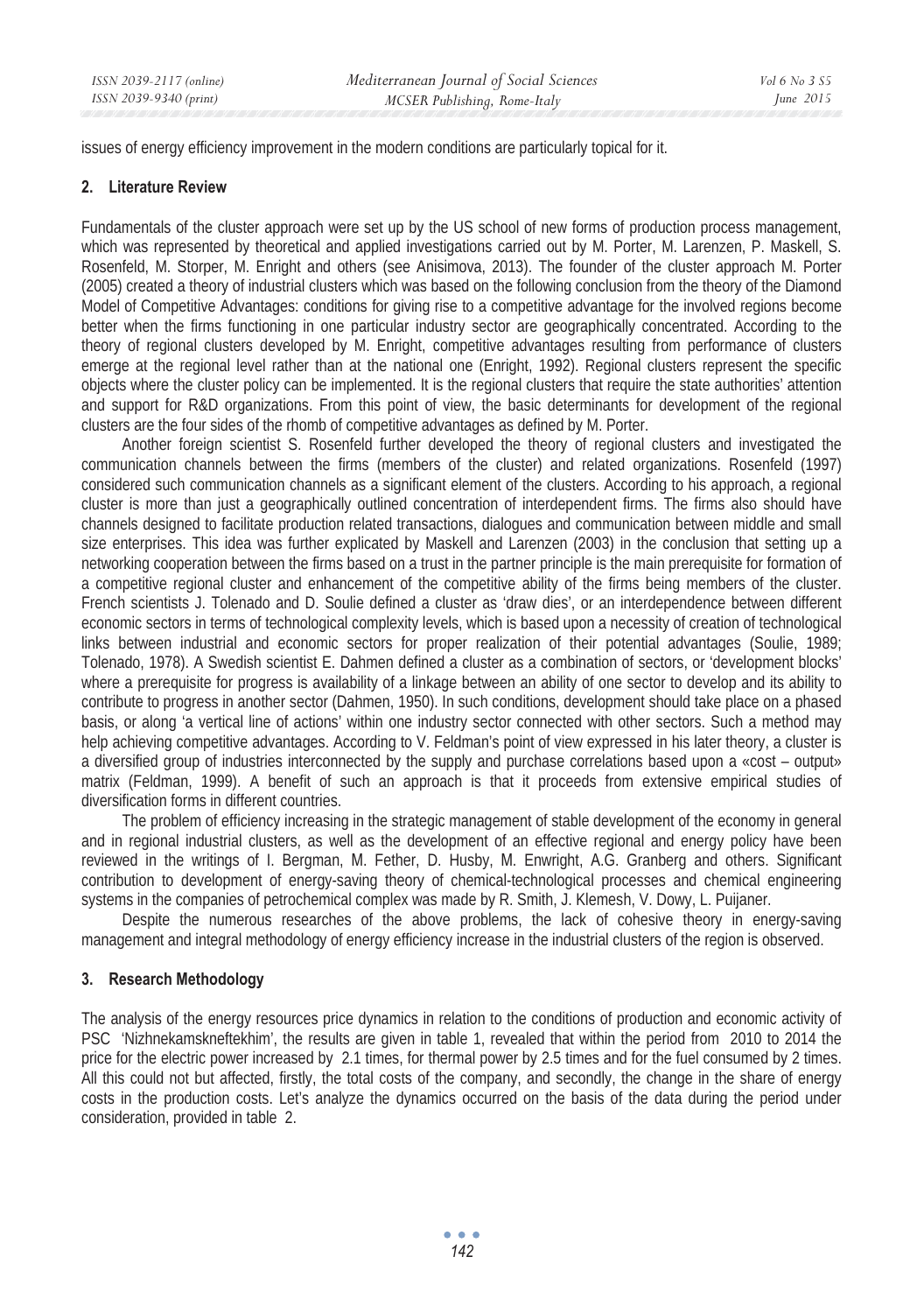issues of energy efficiency improvement in the modern conditions are particularly topical for it.

## 2. Literature Review

Fundamentals of the cluster approach were set up by the US school of new forms of production process management, which was represented by theoretical and applied investigations carried out by M. Porter, M. Larenzen, P. Maskell, S. Rosenfeld, M. Storper, M. Enright and others (see Anisimova, 2013). The founder of the cluster approach M. Porter (2005) created a theory of industrial clusters which was based on the following conclusion from the theory of the Diamond Model of Competitive Advantages: conditions for giving rise to a competitive advantage for the involved regions become better when the firms functioning in one particular industry sector are geographically concentrated. According to the theory of regional clusters developed by M. Enright, competitive advantages resulting from performance of clusters emerge at the regional level rather than at the national one (Enright, 1992). Regional clusters represent the specific objects where the cluster policy can be implemented. It is the regional clusters that require the state authorities' attention and support for R&D organizations. From this point of view, the basic determinants for development of the regional clusters are the four sides of the rhomb of competitive advantages as defined by M. Porter.

Another foreign scientist S. Rosenfeld further developed the theory of regional clusters and investigated the communication channels between the firms (members of the cluster) and related organizations. Rosenfeld (1997) considered such communication channels as a significant element of the clusters. According to his approach, a regional cluster is more than just a geographically outlined concentration of interdependent firms. The firms also should have channels designed to facilitate production related transactions, dialogues and communication between middle and small size enterprises. This idea was further explicated by Maskell and Larenzen (2003) in the conclusion that setting up a networking cooperation between the firms based on a trust in the partner principle is the main prerequisite for formation of a competitive regional cluster and enhancement of the competitive ability of the firms being members of the cluster. French scientists J. Tolenado and D. Soulie defined a cluster as 'draw dies', or an interdependence between different economic sectors in terms of technological complexity levels, which is based upon a necessity of creation of technological links between industrial and economic sectors for proper realization of their potential advantages (Soulie, 1989; Tolenado, 1978). A Swedish scientist E. Dahmen defined a cluster as a combination of sectors, or 'development blocks' where a prerequisite for progress is availability of a linkage between an ability of one sector to develop and its ability to contribute to progress in another sector (Dahmen, 1950). In such conditions, development should take place on a phased basis, or along 'a vertical line of actions' within one industry sector connected with other sectors. Such a method may help achieving competitive advantages. According to V. Feldman's point of view expressed in his later theory, a cluster is a diversified group of industries interconnected by the supply and purchase correlations based upon a «cost – output» matrix (Feldman, 1999). A benefit of such an approach is that it proceeds from extensive empirical studies of diversification forms in different countries.

The problem of efficiency increasing in the strategic management of stable development of the economy in general and in regional industrial clusters, as well as the development of an effective regional and energy policy have been reviewed in the writings of I. Bergman, M. Fether, D. Husby, M. Enwright, A.G. Granberg and others. Significant contribution to development of energy-saving theory of chemical-technological processes and chemical engineering systems in the companies of petrochemical complex was made by R. Smith, J. Klemesh, V. Dowy, L. Puijaner.

Despite the numerous researches of the above problems, the lack of cohesive theory in energy-saving management and integral methodology of energy efficiency increase in the industrial clusters of the region is observed.

## 3. Research Methodology

The analysis of the energy resources price dynamics in relation to the conditions of production and economic activity of PSC 'Nizhnekamskneftekhim', the results are given in table 1, revealed that within the period from 2010 to 2014 the price for the electric power increased by 2.1 times, for thermal power by 2.5 times and for the fuel consumed by 2 times. All this could not but affected, firstly, the total costs of the company, and secondly, the change in the share of energy costs in the production costs. Let's analyze the dynamics occurred on the basis of the data during the period under consideration, provided in table 2.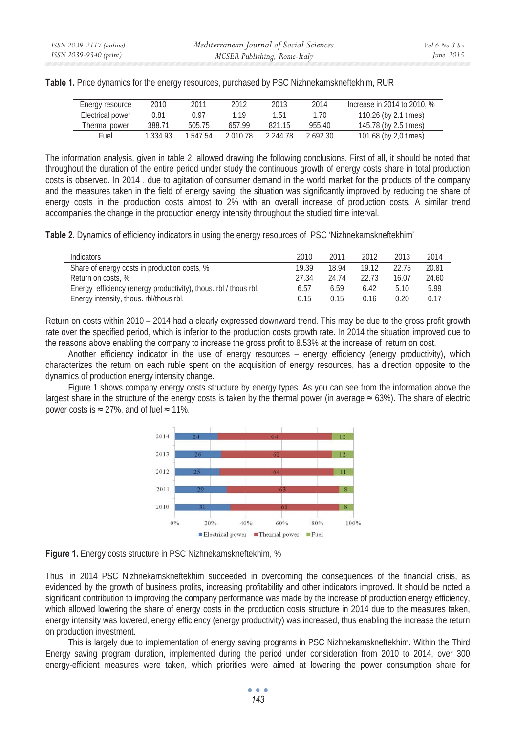**Table 1.** Price dynamics for the energy resources, purchased by PSC Nizhnekamskneftekhim, RUR

| Energy resource | 2010 | 2011 | 2012 | 2013 | 2014 | Increase in 2014 to 2010, % |
|---|---|---|---|---|---|---|
| Electrical power | 0.81 | 0.97 | 1.19 | 1.51 | 1.70 | 110.26 (by 2.1 times) |
| Thermal power | 388.71 | 505.75 | 657.99 | 821.15 | 955.40 | 145.78 (by 2.5 times) |
| Fuel | 1 334.93 | 1 547.54 | 2 010.78 | 2 244.78 | 2 692.30 | 101.68 (by 2,0 times) |

The information analysis, given in table 2, allowed drawing the following conclusions. First of all, it should be noted that throughout the duration of the entire period under study the continuous growth of energy costs share in total production costs is observed. In 2014 , due to agitation of consumer demand in the world market for the products of the company and the measures taken in the field of energy saving, the situation was significantly improved by reducing the share of energy costs in the production costs almost to 2% with an overall increase of production costs. A similar trend accompanies the change in the production energy intensity throughout the studied time interval.

**Table 2.** Dynamics of efficiency indicators in using the energy resources of PSC 'Nizhnekamskneftekhim'

| Indicators | 2010 | 2011 | 2012 | 2013 | 2014 |
|---|---|---|---|---|---|
| Share of energy costs in production costs, % | 19.39 | 18.94 | 19.12 | 22.75 | 20.81 |
| Return on costs, % | 27.34 | 24.74 | 22.73 | 16.07 | 24.60 |
| Energy efficiency (energy productivity), thous. rbl / thous rbl. | 6.57 | 6.59 | 6.42 | 5.10 | 5.99 |
| Energy intensity, thous. rbl/thous rbl. | 0.15 | 0.15 | 0.16 | 0.20 | 0.17 |

Return on costs within 2010 – 2014 had a clearly expressed downward trend. This may be due to the gross profit growth rate over the specified period, which is inferior to the production costs growth rate. In 2014 the situation improved due to the reasons above enabling the company to increase the gross profit to 8.53% at the increase of return on cost.

Another efficiency indicator in the use of energy resources – energy efficiency (energy productivity), which characterizes the return on each ruble spent on the acquisition of energy resources, has a direction opposite to the dynamics of production energy intensity change.

Figure 1 shows company energy costs structure by energy types. As you can see from the information above the largest share in the structure of the energy costs is taken by the thermal power (in average ≈ 63%). The share of electric power costs is ≈ 27%, and of fuel ≈ 11%.

**Figure 1.** Energy costs structure in PSC Nizhnekamskneftekhim, %

Thus, in 2014 PSC Nizhnekamskneftekhim succeeded in overcoming the consequences of the financial crisis, as evidenced by the growth of business profits, increasing profitability and other indicators improved. It should be noted a significant contribution to improving the company performance was made by the increase of production energy efficiency, which allowed lowering the share of energy costs in the production costs structure in 2014 due to the measures taken, energy intensity was lowered, energy efficiency (energy productivity) was increased, thus enabling the increase the return on production investment.

This is largely due to implementation of energy saving programs in PSC Nizhnekamskneftekhim. Within the Third Energy saving program duration, implemented during the period under consideration from 2010 to 2014, over 300 energy-efficient measures were taken, which priorities were aimed at lowering the power consumption share for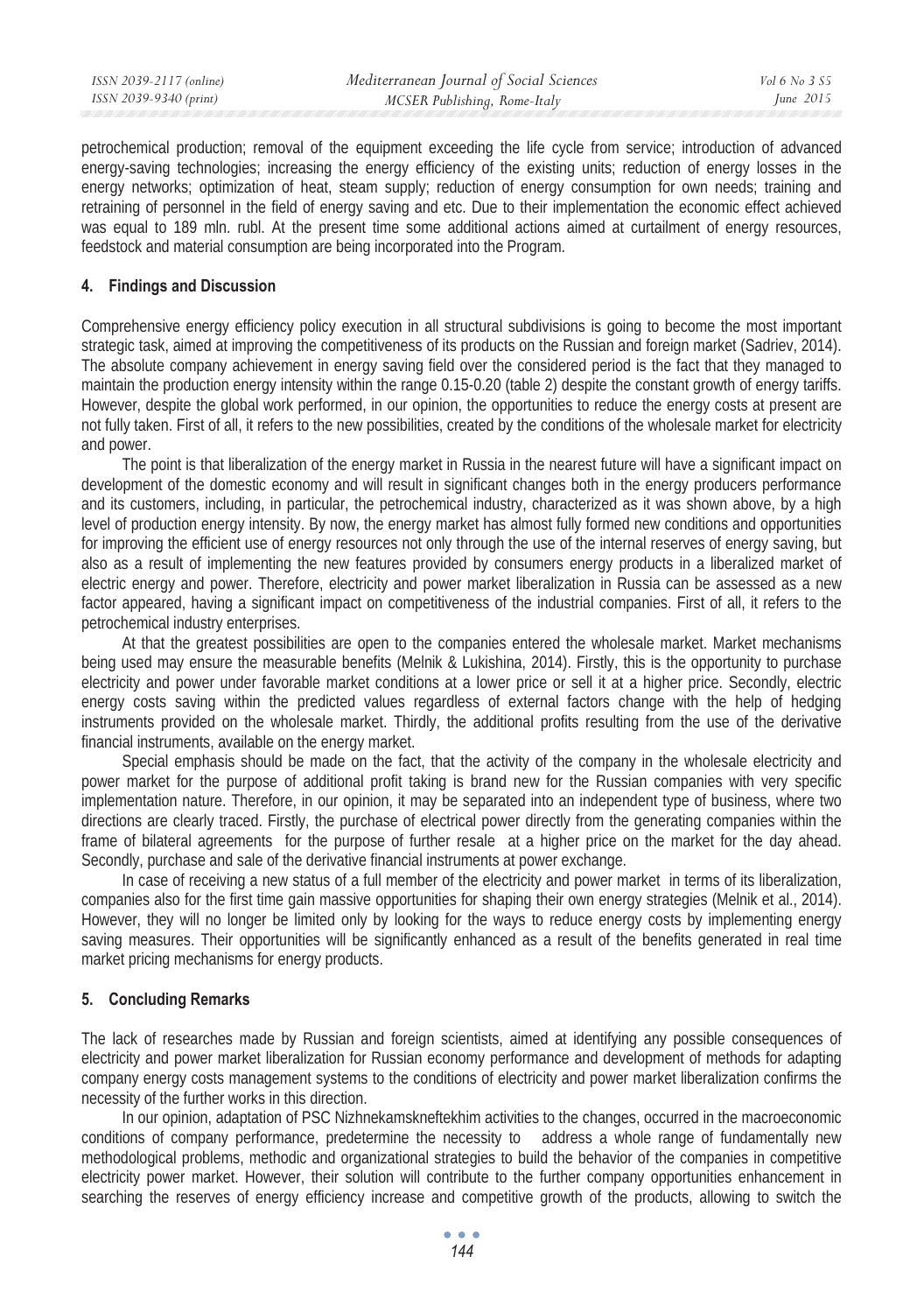petrochemical production; removal of the equipment exceeding the life cycle from service; introduction of advanced energy-saving technologies; increasing the energy efficiency of the existing units; reduction of energy losses in the energy networks; optimization of heat, steam supply; reduction of energy consumption for own needs; training and retraining of personnel in the field of energy saving and etc. Due to their implementation the economic effect achieved was equal to 189 mln. rubl. At the present time some additional actions aimed at curtailment of energy resources, feedstock and material consumption are being incorporated into the Program.

## 4. Findings and Discussion

Comprehensive energy efficiency policy execution in all structural subdivisions is going to become the most important strategic task, aimed at improving the competitiveness of its products on the Russian and foreign market (Sadriev, 2014). The absolute company achievement in energy saving field over the considered period is the fact that they managed to maintain the production energy intensity within the range 0.15-0.20 (table 2) despite the constant growth of energy tariffs. However, despite the global work performed, in our opinion, the opportunities to reduce the energy costs at present are not fully taken. First of all, it refers to the new possibilities, created by the conditions of the wholesale market for electricity and power.

The point is that liberalization of the energy market in Russia in the nearest future will have a significant impact on development of the domestic economy and will result in significant changes both in the energy producers performance and its customers, including, in particular, the petrochemical industry, characterized as it was shown above, by a high level of production energy intensity. By now, the energy market has almost fully formed new conditions and opportunities for improving the efficient use of energy resources not only through the use of the internal reserves of energy saving, but also as a result of implementing the new features provided by consumers energy products in a liberalized market of electric energy and power. Therefore, electricity and power market liberalization in Russia can be assessed as a new factor appeared, having a significant impact on competitiveness of the industrial companies. First of all, it refers to the petrochemical industry enterprises.

At that the greatest possibilities are open to the companies entered the wholesale market. Market mechanisms being used may ensure the measurable benefits (Melnik & Lukishina, 2014). Firstly, this is the opportunity to purchase electricity and power under favorable market conditions at a lower price or sell it at a higher price. Secondly, electric energy costs saving within the predicted values regardless of external factors change with the help of hedging instruments provided on the wholesale market. Thirdly, the additional profits resulting from the use of the derivative financial instruments, available on the energy market.

Special emphasis should be made on the fact, that the activity of the company in the wholesale electricity and power market for the purpose of additional profit taking is brand new for the Russian companies with very specific implementation nature. Therefore, in our opinion, it may be separated into an independent type of business, where two directions are clearly traced. Firstly, the purchase of electrical power directly from the generating companies within the frame of bilateral agreements for the purpose of further resale at a higher price on the market for the day ahead. Secondly, purchase and sale of the derivative financial instruments at power exchange.

In case of receiving a new status of a full member of the electricity and power market in terms of its liberalization, companies also for the first time gain massive opportunities for shaping their own energy strategies (Melnik et al., 2014). However, they will no longer be limited only by looking for the ways to reduce energy costs by implementing energy saving measures. Their opportunities will be significantly enhanced as a result of the benefits generated in real time market pricing mechanisms for energy products.

## 5. Concluding Remarks

The lack of researches made by Russian and foreign scientists, aimed at identifying any possible consequences of electricity and power market liberalization for Russian economy performance and development of methods for adapting company energy costs management systems to the conditions of electricity and power market liberalization confirms the necessity of the further works in this direction.

In our opinion, adaptation of PSC Nizhnekamskneftekhim activities to the changes, occurred in the macroeconomic conditions of company performance, predetermine the necessity to address a whole range of fundamentally new methodological problems, methodic and organizational strategies to build the behavior of the companies in competitive electricity power market. However, their solution will contribute to the further company opportunities enhancement in searching the reserves of energy efficiency increase and competitive growth of the products, allowing to switch the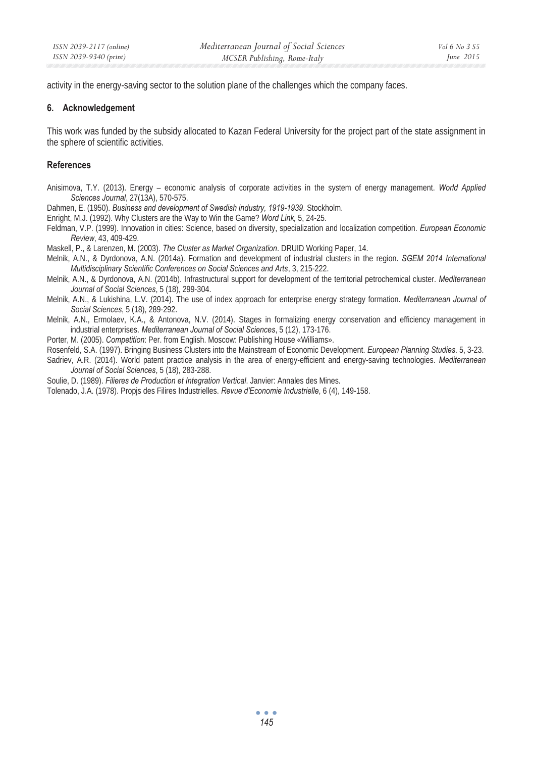activity in the energy-saving sector to the solution plane of the challenges which the company faces.

## 6. Acknowledgement

This work was funded by the subsidy allocated to Kazan Federal University for the project part of the state assignment in the sphere of scientific activities.

## References

Anisimova, T.Y. (2013). Energy – economic analysis of corporate activities in the system of energy management. *World Applied Sciences Journal*, 27(13A), 570-575.

Dahmen, E. (1950). *Business and development of Swedish industry, 1919-1939*. Stockholm.

Enright, M.J. (1992). Why Clusters are the Way to Win the Game? *Word Link,* 5, 24-25.

Feldman, V.P. (1999). Innovation in cities: Science, based on diversity, specialization and localization competition. *European Economic Review*, 43, 409-429.

Maskell, P., & Larenzen, M. (2003). *The Cluster as Market Organization*. DRUID Working Paper, 14.

Melnik, A.N., & Dyrdonova, A.N. (2014a). Formation and development of industrial clusters in the region. *SGEM 2014 International Multidisciplinary Scientific Conferences on Social Sciences and Arts*, 3, 215-222.

Melnik, A.N., & Dyrdonova, A.N. (2014b). Infrastructural support for development of the territorial petrochemical cluster. *Mediterranean Journal of Social Sciences*, 5 (18), 299-304.

Melnik, A.N., & Lukishina, L.V. (2014). The use of index approach for enterprise energy strategy formation. *Mediterranean Journal of Social Sciences*, 5 (18), 289-292.

Melnik, A.N., Ermolaev, K.A., & Antonova, N.V. (2014). Stages in formalizing energy conservation and efficiency management in industrial enterprises. *Mediterranean Journal of Social Sciences*, 5 (12), 173-176.

Porter, M. (2005). *Competition*: Per. from English. Moscow: Publishing House «Williams».

Rosenfeld, S.A. (1997). Bringing Business Clusters into the Mainstream of Economic Development. *European Planning Studies*. 5, 3-23.

Sadriev, A.R. (2014). World patent practice analysis in the area of energy-efficient and energy-saving technologies. *Mediterranean Journal of Social Sciences*, 5 (18), 283-288.

Soulie, D. (1989). *Filieres de Production et Integration Vertical*. Janvier: Annales des Mines.

Tolenado, J.A. (1978). Propjs des Filires Industrielles. *Revue d'Economie Industrielle*, 6 (4), 149-158.